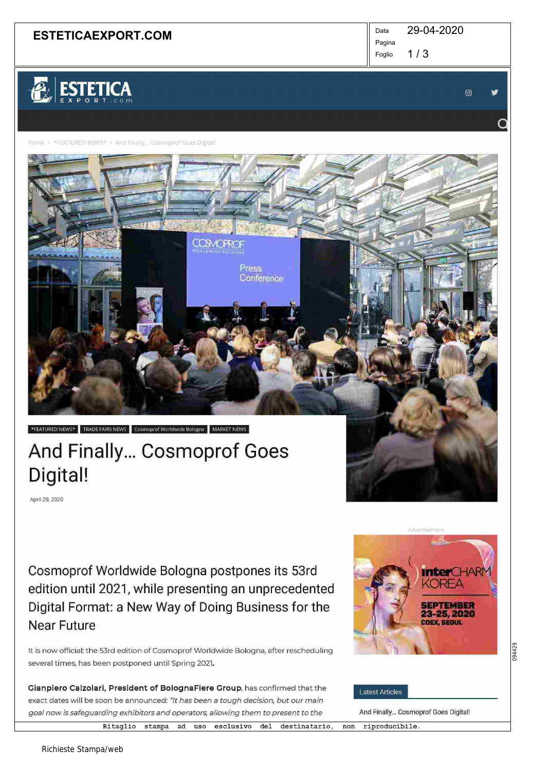Home > *FEATURED NEWS* > And Finally... Cosmoprof Goes Digital!

*FEATURED NEWS* TRADE FAIRS NEWS Cosmoprof Worldwide Bologna MARKET NEWS

# And Finally... Cosmoprof Goes Digital!

April 29, 2020

## Cosmoprof Worldwide Bologna postpones its 53rd edition until 2021, while presenting an unprecedented Digital Format: a New Way of Doing Business for the Near Future

It is now official: the 53rd edition of Cosmoprof Worldwide Bologna, after rescheduling several times, has been postponed until Spring 2021.

**Gianpiero Calzolari, President of BolognaFiere Group**, has confirmed that the exact dates will be soon be announced: *"It has been a tough decision, but our main goal now is safeguarding exhibitors and operators, allowing them to present to the*

Advertisement

interCHARM KOREA SEPTEMBER 23-25, 2020 COEX, SEOUL

Latest Articles

And Finally... Cosmoprof Goes Digital!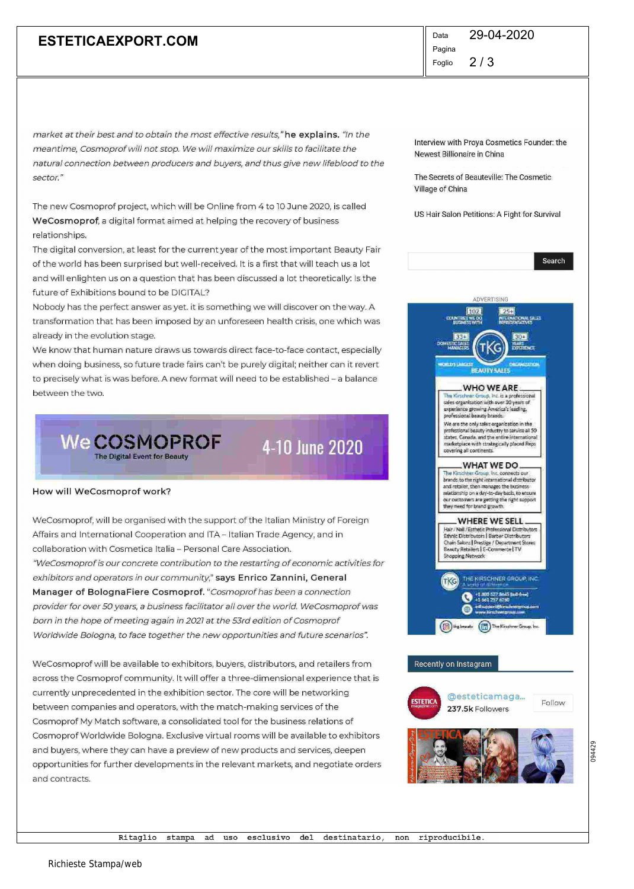*market at their best and to obtain the most effective results,"* **he explains.** *"In the meantime, Cosmoprof will not stop. We will maximize our skills to facilitate the natural connection between producers and buyers, and thus give new lifeblood to the sector."*

The new Cosmoprof project, which will be Online from 4 to 10 June 2020, is called **WeCosmoprof**, a digital format aimed at helping the recovery of business relationships.
The digital conversion, at least for the current year of the most important Beauty Fair of the world has been surprised but well-received. It is a first that will teach us a lot and will enlighten us on a question that has been discussed a lot theoretically: Is the future of Exhibitions bound to be DIGITAL?
Nobody has the perfect answer as yet. it is something we will discover on the way. A transformation that has been imposed by an unforeseen health crisis, one which was already in the evolution stage.
We know that human nature draws us towards direct face-to-face contact, especially when doing business, so future trade fairs can't be purely digital; neither can it revert to precisely what is was before. A new format will need to be established – a balance between the two.

We COSMOPROF
The Digital Event for Beauty
4-10 June 2020

**How will WeCosmoprof work?**

WeCosmoprof, will be organised with the support of the Italian Ministry of Foreign Affairs and International Cooperation and ITA – Italian Trade Agency, and in collaboration with Cosmetica Italia – Personal Care Association.
*"WeCosmoprof is our concrete contribution to the restarting of economic activities for exhibitors and operators in our community,"* **says Enrico Zannini, General Manager of BolognaFiere Cosmoprof.** *"Cosmoprof has been a connection provider for over 50 years, a business facilitator all over the world. WeCosmoprof was born in the hope of meeting again in 2021 at the 53rd edition of Cosmoprof Worldwide Bologna, to face together the new opportunities and future scenarios".*

WeCosmoprof will be available to exhibitors, buyers, distributors, and retailers from across the Cosmoprof community. It will offer a three-dimensional experience that is currently unprecedented in the exhibition sector. The core will be networking between companies and operators, with the match-making services of the Cosmoprof My Match software, a consolidated tool for the business relations of Cosmoprof Worldwide Bologna. Exclusive virtual rooms will be available to exhibitors and buyers, where they can have a preview of new products and services, deepen opportunities for further developments in the relevant markets, and negotiate orders and contracts.

Interview with Proya Cosmetics Founder: the Newest Billionaire in China

The Secrets of Beauteville: The Cosmetic Village of China

US Hair Salon Petitions: A Fight for Survival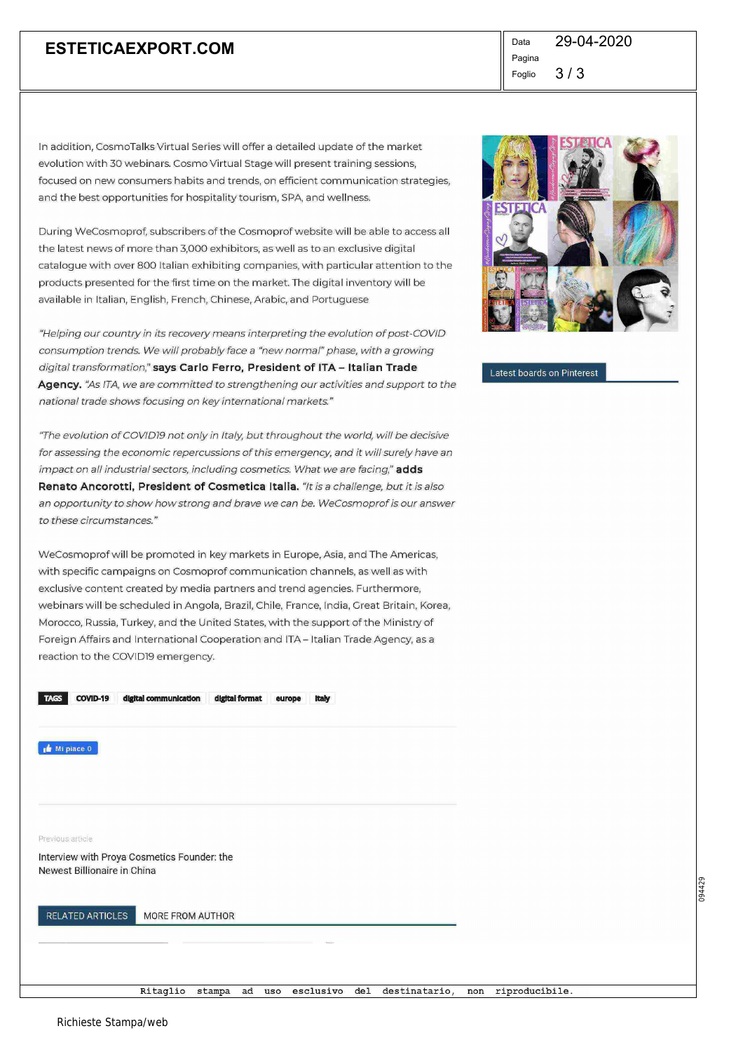In addition, CosmoTalks Virtual Series will offer a detailed update of the market evolution with 30 webinars. Cosmo Virtual Stage will present training sessions, focused on new consumers habits and trends, on efficient communication strategies, and the best opportunities for hospitality tourism, SPA, and wellness.

During WeCosmoprof, subscribers of the Cosmoprof website will be able to access all the latest news of more than 3,000 exhibitors, as well as to an exclusive digital catalogue with over 800 Italian exhibiting companies, with particular attention to the products presented for the first time on the market. The digital inventory will be available in Italian, English, French, Chinese, Arabic, and Portuguese

*"Helping our country in its recovery means interpreting the evolution of post-COVID consumption trends. We will probably face a "new normal" phase, with a growing digital transformation,"* **says Carlo Ferro, President of ITA – Italian Trade Agency.** *"As ITA, we are committed to strengthening our activities and support to the national trade shows focusing on key international markets."*

*"The evolution of COVID19 not only in Italy, but throughout the world, will be decisive for assessing the economic repercussions of this emergency, and it will surely have an impact on all industrial sectors, including cosmetics. What we are facing,"* **adds Renato Ancorotti, President of Cosmetica Italia.** *"It is a challenge, but it is also an opportunity to show how strong and brave we can be. WeCosmoprof is our answer to these circumstances."*

WeCosmoprof will be promoted in key markets in Europe, Asia, and The Americas, with specific campaigns on Cosmoprof communication channels, as well as with exclusive content created by media partners and trend agencies. Furthermore, webinars will be scheduled in Angola, Brazil, Chile, France, India, Great Britain, Korea, Morocco, Russia, Turkey, and the United States, with the support of the Ministry of Foreign Affairs and International Cooperation and ITA – Italian Trade Agency, as a reaction to the COVID19 emergency.

TAGS COVID-19 digital communication digital format europe italy

Mi piace 0

Previous article

Interview with Proya Cosmetics Founder: the Newest Billionaire in China

RELATED ARTICLES MORE FROM AUTHOR

Latest boards on Pinterest

Ritaglio stampa ad uso esclusivo del destinatario, non riproducibile.